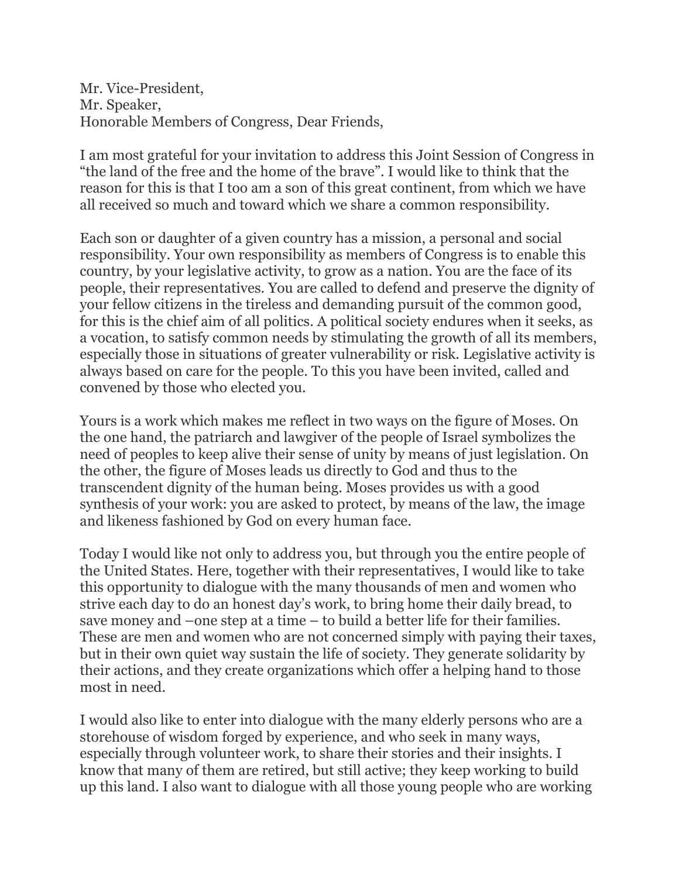Mr. Vice-President,
Mr. Speaker,
Honorable Members of Congress, Dear Friends,

I am most grateful for your invitation to address this Joint Session of Congress in "the land of the free and the home of the brave". I would like to think that the reason for this is that I too am a son of this great continent, from which we have all received so much and toward which we share a common responsibility.

Each son or daughter of a given country has a mission, a personal and social responsibility. Your own responsibility as members of Congress is to enable this country, by your legislative activity, to grow as a nation. You are the face of its people, their representatives. You are called to defend and preserve the dignity of your fellow citizens in the tireless and demanding pursuit of the common good, for this is the chief aim of all politics. A political society endures when it seeks, as a vocation, to satisfy common needs by stimulating the growth of all its members, especially those in situations of greater vulnerability or risk. Legislative activity is always based on care for the people. To this you have been invited, called and convened by those who elected you.

Yours is a work which makes me reflect in two ways on the figure of Moses. On the one hand, the patriarch and lawgiver of the people of Israel symbolizes the need of peoples to keep alive their sense of unity by means of just legislation. On the other, the figure of Moses leads us directly to God and thus to the transcendent dignity of the human being. Moses provides us with a good synthesis of your work: you are asked to protect, by means of the law, the image and likeness fashioned by God on every human face.

Today I would like not only to address you, but through you the entire people of the United States. Here, together with their representatives, I would like to take this opportunity to dialogue with the many thousands of men and women who strive each day to do an honest day's work, to bring home their daily bread, to save money and –one step at a time – to build a better life for their families. These are men and women who are not concerned simply with paying their taxes, but in their own quiet way sustain the life of society. They generate solidarity by their actions, and they create organizations which offer a helping hand to those most in need.

I would also like to enter into dialogue with the many elderly persons who are a storehouse of wisdom forged by experience, and who seek in many ways, especially through volunteer work, to share their stories and their insights. I know that many of them are retired, but still active; they keep working to build up this land. I also want to dialogue with all those young people who are working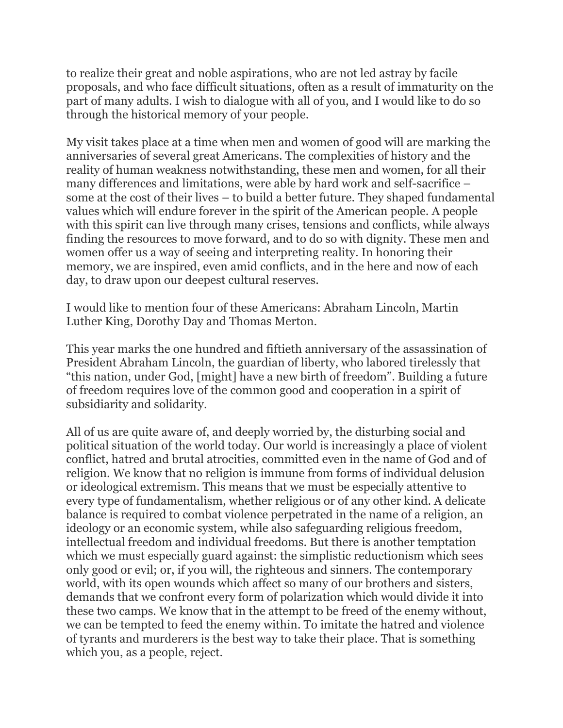to realize their great and noble aspirations, who are not led astray by facile proposals, and who face difficult situations, often as a result of immaturity on the part of many adults. I wish to dialogue with all of you, and I would like to do so through the historical memory of your people.

My visit takes place at a time when men and women of good will are marking the anniversaries of several great Americans. The complexities of history and the reality of human weakness notwithstanding, these men and women, for all their many differences and limitations, were able by hard work and self-sacrifice – some at the cost of their lives – to build a better future. They shaped fundamental values which will endure forever in the spirit of the American people. A people with this spirit can live through many crises, tensions and conflicts, while always finding the resources to move forward, and to do so with dignity. These men and women offer us a way of seeing and interpreting reality. In honoring their memory, we are inspired, even amid conflicts, and in the here and now of each day, to draw upon our deepest cultural reserves.

I would like to mention four of these Americans: Abraham Lincoln, Martin Luther King, Dorothy Day and Thomas Merton.

This year marks the one hundred and fiftieth anniversary of the assassination of President Abraham Lincoln, the guardian of liberty, who labored tirelessly that "this nation, under God, [might] have a new birth of freedom". Building a future of freedom requires love of the common good and cooperation in a spirit of subsidiarity and solidarity.

All of us are quite aware of, and deeply worried by, the disturbing social and political situation of the world today. Our world is increasingly a place of violent conflict, hatred and brutal atrocities, committed even in the name of God and of religion. We know that no religion is immune from forms of individual delusion or ideological extremism. This means that we must be especially attentive to every type of fundamentalism, whether religious or of any other kind. A delicate balance is required to combat violence perpetrated in the name of a religion, an ideology or an economic system, while also safeguarding religious freedom, intellectual freedom and individual freedoms. But there is another temptation which we must especially guard against: the simplistic reductionism which sees only good or evil; or, if you will, the righteous and sinners. The contemporary world, with its open wounds which affect so many of our brothers and sisters, demands that we confront every form of polarization which would divide it into these two camps. We know that in the attempt to be freed of the enemy without, we can be tempted to feed the enemy within. To imitate the hatred and violence of tyrants and murderers is the best way to take their place. That is something which you, as a people, reject.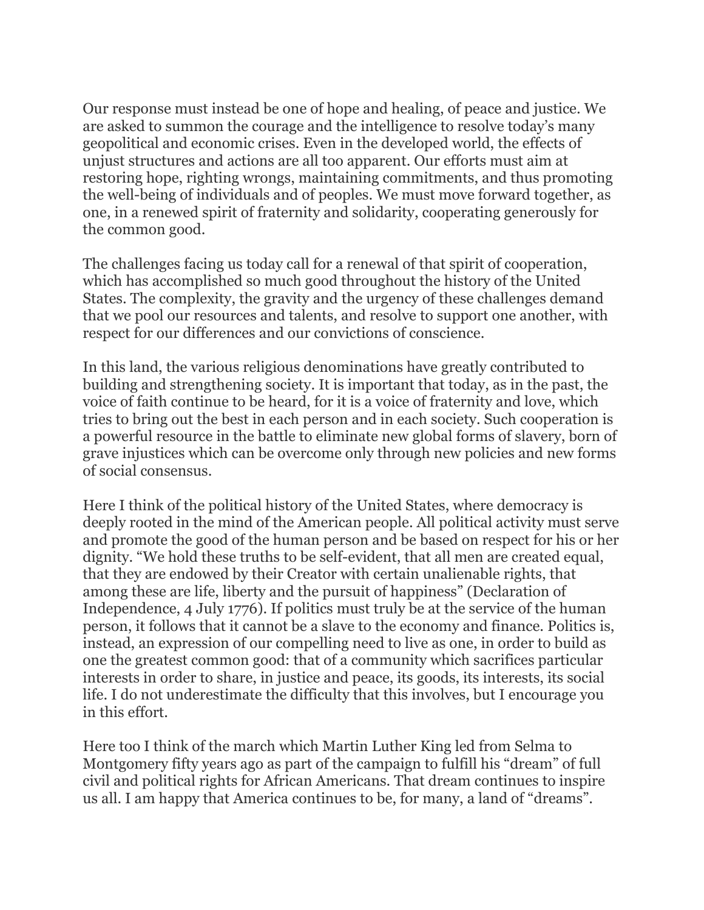Our response must instead be one of hope and healing, of peace and justice. We are asked to summon the courage and the intelligence to resolve today's many geopolitical and economic crises. Even in the developed world, the effects of unjust structures and actions are all too apparent. Our efforts must aim at restoring hope, righting wrongs, maintaining commitments, and thus promoting the well-being of individuals and of peoples. We must move forward together, as one, in a renewed spirit of fraternity and solidarity, cooperating generously for the common good.

The challenges facing us today call for a renewal of that spirit of cooperation, which has accomplished so much good throughout the history of the United States. The complexity, the gravity and the urgency of these challenges demand that we pool our resources and talents, and resolve to support one another, with respect for our differences and our convictions of conscience.

In this land, the various religious denominations have greatly contributed to building and strengthening society. It is important that today, as in the past, the voice of faith continue to be heard, for it is a voice of fraternity and love, which tries to bring out the best in each person and in each society. Such cooperation is a powerful resource in the battle to eliminate new global forms of slavery, born of grave injustices which can be overcome only through new policies and new forms of social consensus.

Here I think of the political history of the United States, where democracy is deeply rooted in the mind of the American people. All political activity must serve and promote the good of the human person and be based on respect for his or her dignity. "We hold these truths to be self-evident, that all men are created equal, that they are endowed by their Creator with certain unalienable rights, that among these are life, liberty and the pursuit of happiness" (Declaration of Independence, 4 July 1776). If politics must truly be at the service of the human person, it follows that it cannot be a slave to the economy and finance. Politics is, instead, an expression of our compelling need to live as one, in order to build as one the greatest common good: that of a community which sacrifices particular interests in order to share, in justice and peace, its goods, its interests, its social life. I do not underestimate the difficulty that this involves, but I encourage you in this effort.

Here too I think of the march which Martin Luther King led from Selma to Montgomery fifty years ago as part of the campaign to fulfill his "dream" of full civil and political rights for African Americans. That dream continues to inspire us all. I am happy that America continues to be, for many, a land of "dreams".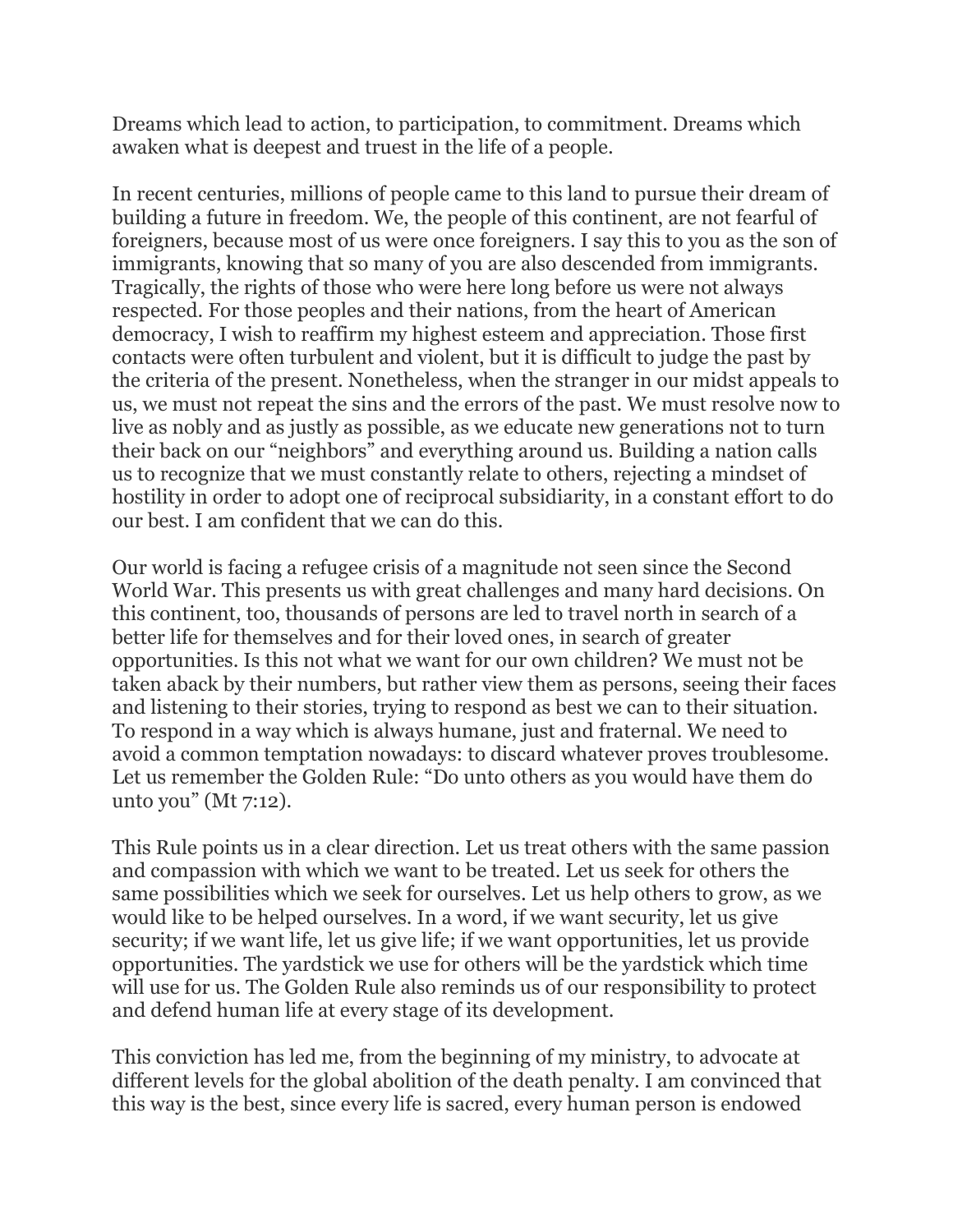Dreams which lead to action, to participation, to commitment. Dreams which awaken what is deepest and truest in the life of a people.

In recent centuries, millions of people came to this land to pursue their dream of building a future in freedom. We, the people of this continent, are not fearful of foreigners, because most of us were once foreigners. I say this to you as the son of immigrants, knowing that so many of you are also descended from immigrants. Tragically, the rights of those who were here long before us were not always respected. For those peoples and their nations, from the heart of American democracy, I wish to reaffirm my highest esteem and appreciation. Those first contacts were often turbulent and violent, but it is difficult to judge the past by the criteria of the present. Nonetheless, when the stranger in our midst appeals to us, we must not repeat the sins and the errors of the past. We must resolve now to live as nobly and as justly as possible, as we educate new generations not to turn their back on our "neighbors" and everything around us. Building a nation calls us to recognize that we must constantly relate to others, rejecting a mindset of hostility in order to adopt one of reciprocal subsidiarity, in a constant effort to do our best. I am confident that we can do this.

Our world is facing a refugee crisis of a magnitude not seen since the Second World War. This presents us with great challenges and many hard decisions. On this continent, too, thousands of persons are led to travel north in search of a better life for themselves and for their loved ones, in search of greater opportunities. Is this not what we want for our own children? We must not be taken aback by their numbers, but rather view them as persons, seeing their faces and listening to their stories, trying to respond as best we can to their situation. To respond in a way which is always humane, just and fraternal. We need to avoid a common temptation nowadays: to discard whatever proves troublesome. Let us remember the Golden Rule: "Do unto others as you would have them do unto you" (Mt 7:12).

This Rule points us in a clear direction. Let us treat others with the same passion and compassion with which we want to be treated. Let us seek for others the same possibilities which we seek for ourselves. Let us help others to grow, as we would like to be helped ourselves. In a word, if we want security, let us give security; if we want life, let us give life; if we want opportunities, let us provide opportunities. The yardstick we use for others will be the yardstick which time will use for us. The Golden Rule also reminds us of our responsibility to protect and defend human life at every stage of its development.

This conviction has led me, from the beginning of my ministry, to advocate at different levels for the global abolition of the death penalty. I am convinced that this way is the best, since every life is sacred, every human person is endowed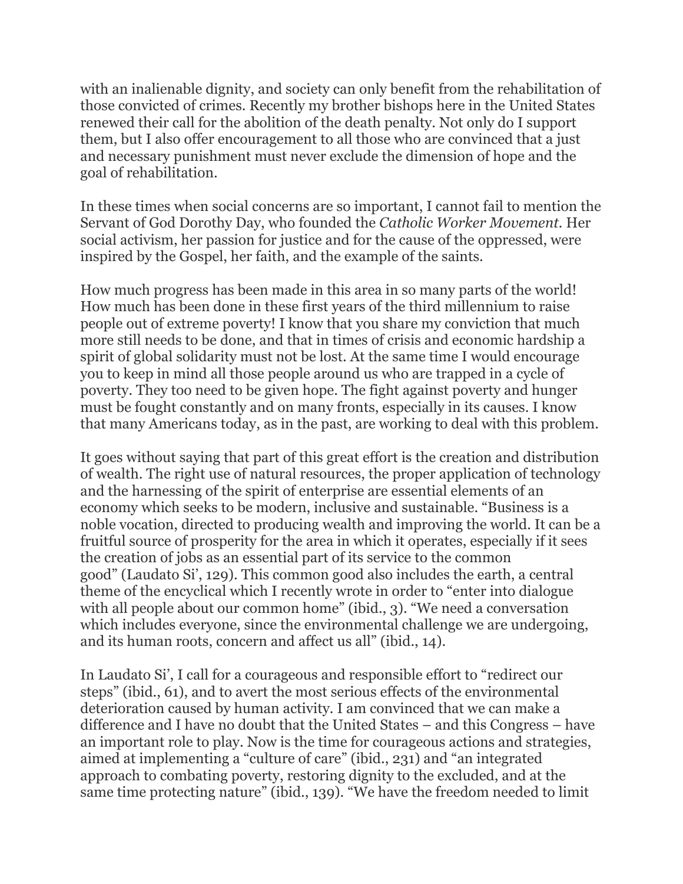with an inalienable dignity, and society can only benefit from the rehabilitation of those convicted of crimes. Recently my brother bishops here in the United States renewed their call for the abolition of the death penalty. Not only do I support them, but I also offer encouragement to all those who are convinced that a just and necessary punishment must never exclude the dimension of hope and the goal of rehabilitation.

In these times when social concerns are so important, I cannot fail to mention the Servant of God Dorothy Day, who founded the *Catholic Worker Movement*. Her social activism, her passion for justice and for the cause of the oppressed, were inspired by the Gospel, her faith, and the example of the saints.

How much progress has been made in this area in so many parts of the world! How much has been done in these first years of the third millennium to raise people out of extreme poverty! I know that you share my conviction that much more still needs to be done, and that in times of crisis and economic hardship a spirit of global solidarity must not be lost. At the same time I would encourage you to keep in mind all those people around us who are trapped in a cycle of poverty. They too need to be given hope. The fight against poverty and hunger must be fought constantly and on many fronts, especially in its causes. I know that many Americans today, as in the past, are working to deal with this problem.

It goes without saying that part of this great effort is the creation and distribution of wealth. The right use of natural resources, the proper application of technology and the harnessing of the spirit of enterprise are essential elements of an economy which seeks to be modern, inclusive and sustainable. "Business is a noble vocation, directed to producing wealth and improving the world. It can be a fruitful source of prosperity for the area in which it operates, especially if it sees the creation of jobs as an essential part of its service to the common good" (Laudato Si', 129). This common good also includes the earth, a central theme of the encyclical which I recently wrote in order to "enter into dialogue with all people about our common home" (ibid., 3). "We need a conversation which includes everyone, since the environmental challenge we are undergoing, and its human roots, concern and affect us all" (ibid., 14).

In Laudato Si', I call for a courageous and responsible effort to "redirect our steps" (ibid., 61), and to avert the most serious effects of the environmental deterioration caused by human activity. I am convinced that we can make a difference and I have no doubt that the United States – and this Congress – have an important role to play. Now is the time for courageous actions and strategies, aimed at implementing a "culture of care" (ibid., 231) and "an integrated approach to combating poverty, restoring dignity to the excluded, and at the same time protecting nature" (ibid., 139). "We have the freedom needed to limit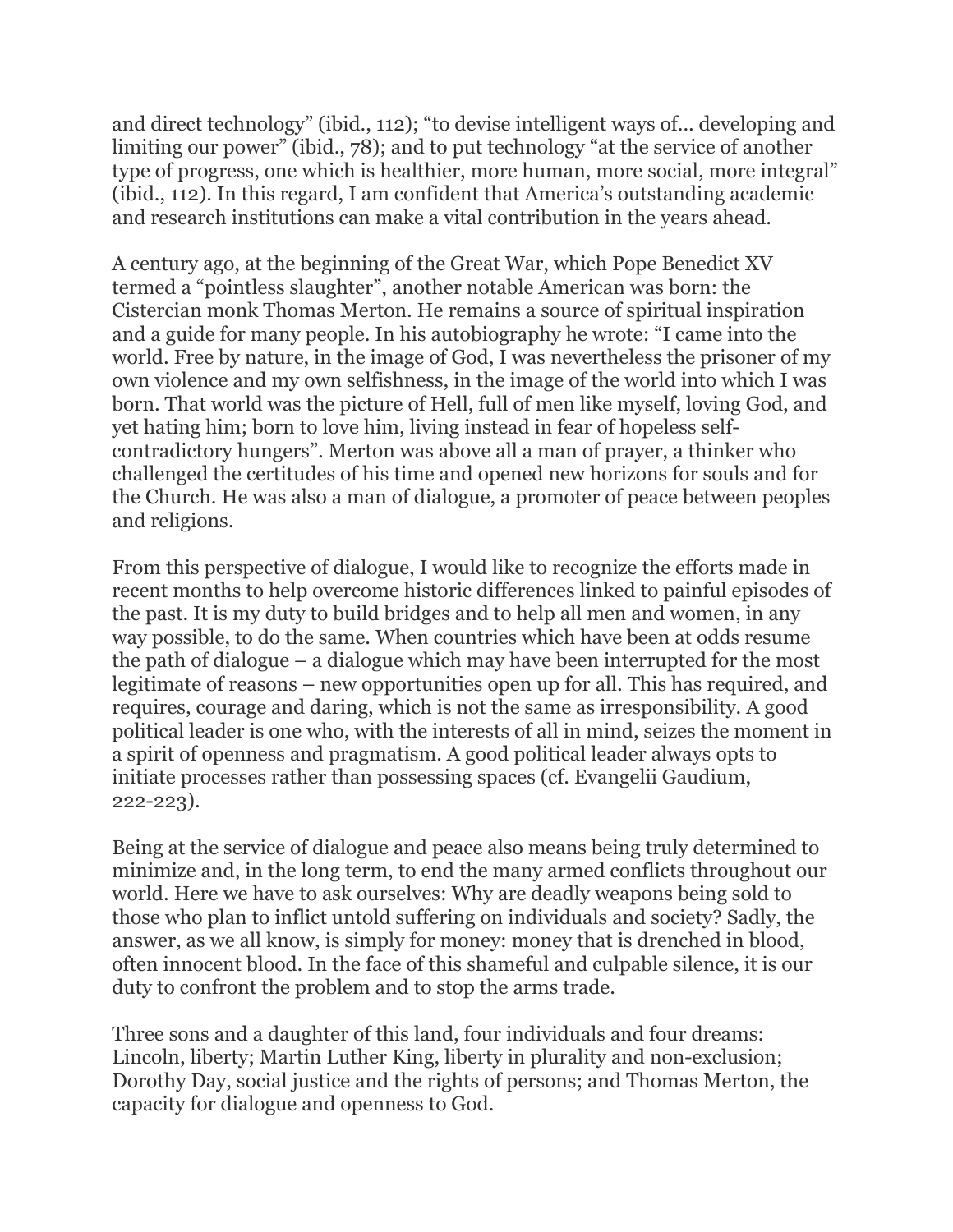and direct technology" (ibid., 112); "to devise intelligent ways of... developing and limiting our power" (ibid., 78); and to put technology "at the service of another type of progress, one which is healthier, more human, more social, more integral" (ibid., 112). In this regard, I am confident that America's outstanding academic and research institutions can make a vital contribution in the years ahead.

A century ago, at the beginning of the Great War, which Pope Benedict XV termed a "pointless slaughter", another notable American was born: the Cistercian monk Thomas Merton. He remains a source of spiritual inspiration and a guide for many people. In his autobiography he wrote: "I came into the world. Free by nature, in the image of God, I was nevertheless the prisoner of my own violence and my own selfishness, in the image of the world into which I was born. That world was the picture of Hell, full of men like myself, loving God, and yet hating him; born to love him, living instead in fear of hopeless self-contradictory hungers". Merton was above all a man of prayer, a thinker who challenged the certitudes of his time and opened new horizons for souls and for the Church. He was also a man of dialogue, a promoter of peace between peoples and religions.

From this perspective of dialogue, I would like to recognize the efforts made in recent months to help overcome historic differences linked to painful episodes of the past. It is my duty to build bridges and to help all men and women, in any way possible, to do the same. When countries which have been at odds resume the path of dialogue – a dialogue which may have been interrupted for the most legitimate of reasons – new opportunities open up for all. This has required, and requires, courage and daring, which is not the same as irresponsibility. A good political leader is one who, with the interests of all in mind, seizes the moment in a spirit of openness and pragmatism. A good political leader always opts to initiate processes rather than possessing spaces (cf. Evangelii Gaudium, 222-223).

Being at the service of dialogue and peace also means being truly determined to minimize and, in the long term, to end the many armed conflicts throughout our world. Here we have to ask ourselves: Why are deadly weapons being sold to those who plan to inflict untold suffering on individuals and society? Sadly, the answer, as we all know, is simply for money: money that is drenched in blood, often innocent blood. In the face of this shameful and culpable silence, it is our duty to confront the problem and to stop the arms trade.

Three sons and a daughter of this land, four individuals and four dreams: Lincoln, liberty; Martin Luther King, liberty in plurality and non-exclusion; Dorothy Day, social justice and the rights of persons; and Thomas Merton, the capacity for dialogue and openness to God.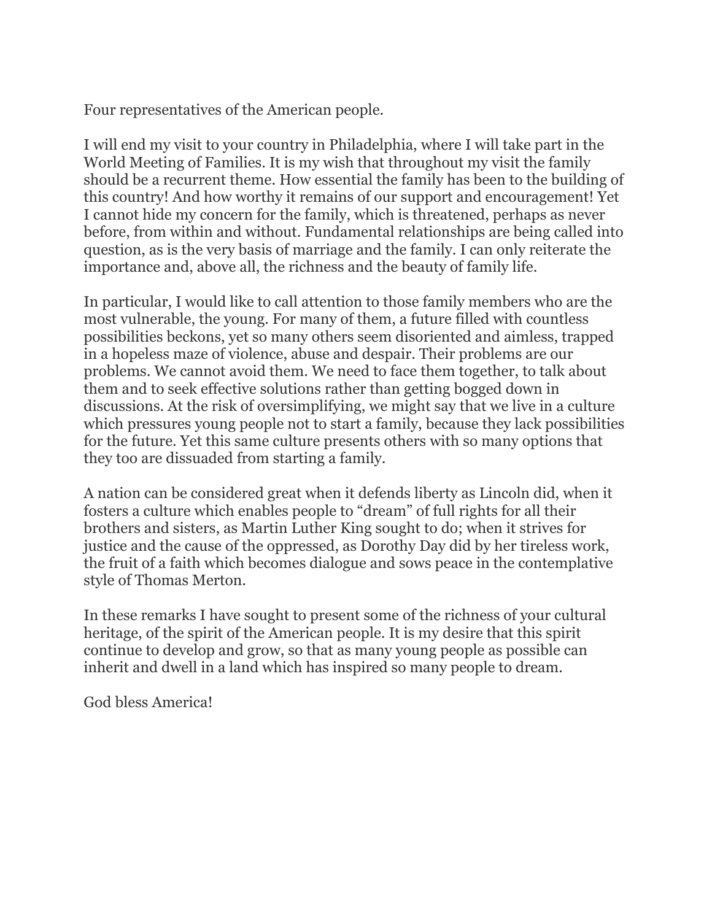Four representatives of the American people.

I will end my visit to your country in Philadelphia, where I will take part in the World Meeting of Families. It is my wish that throughout my visit the family should be a recurrent theme. How essential the family has been to the building of this country! And how worthy it remains of our support and encouragement! Yet I cannot hide my concern for the family, which is threatened, perhaps as never before, from within and without. Fundamental relationships are being called into question, as is the very basis of marriage and the family. I can only reiterate the importance and, above all, the richness and the beauty of family life.

In particular, I would like to call attention to those family members who are the most vulnerable, the young. For many of them, a future filled with countless possibilities beckons, yet so many others seem disoriented and aimless, trapped in a hopeless maze of violence, abuse and despair. Their problems are our problems. We cannot avoid them. We need to face them together, to talk about them and to seek effective solutions rather than getting bogged down in discussions. At the risk of oversimplifying, we might say that we live in a culture which pressures young people not to start a family, because they lack possibilities for the future. Yet this same culture presents others with so many options that they too are dissuaded from starting a family.

A nation can be considered great when it defends liberty as Lincoln did, when it fosters a culture which enables people to "dream" of full rights for all their brothers and sisters, as Martin Luther King sought to do; when it strives for justice and the cause of the oppressed, as Dorothy Day did by her tireless work, the fruit of a faith which becomes dialogue and sows peace in the contemplative style of Thomas Merton.

In these remarks I have sought to present some of the richness of your cultural heritage, of the spirit of the American people. It is my desire that this spirit continue to develop and grow, so that as many young people as possible can inherit and dwell in a land which has inspired so many people to dream.

God bless America!